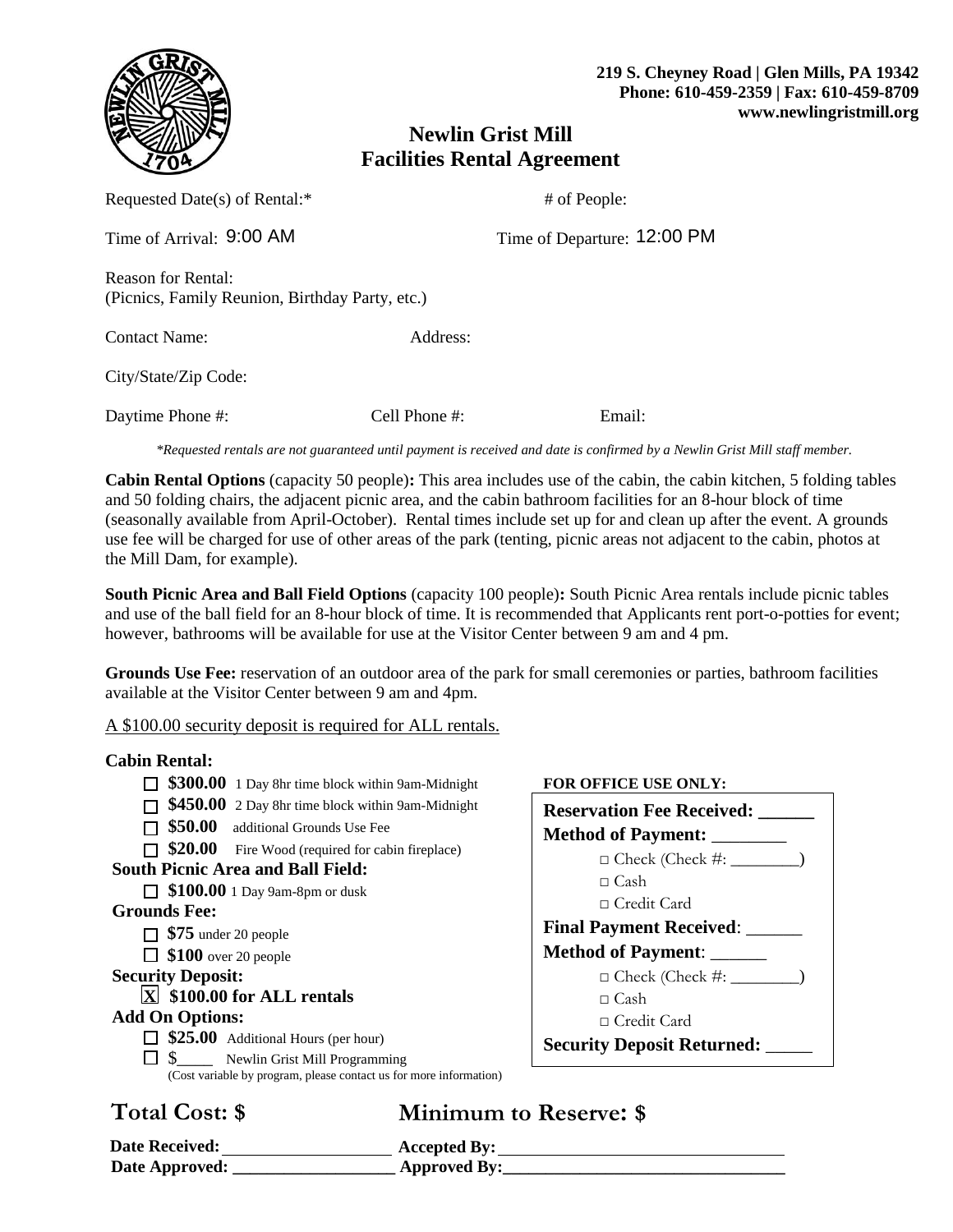219 S. Cheyney Road | Glen Mills, PA 19342
Phone: 610-459-2359 | Fax: 610-459-8709
www.newlingristmill.org

# Newlin Grist Mill
## Facilities Rental Agreement

Requested Date(s) of Rental:* # of People:

Time of Arrival: 9:00 AM Time of Departure: 12:00 PM

Reason for Rental:
(Picnics, Family Reunion, Birthday Party, etc.)

Contact Name: Address:

City/State/Zip Code:

Daytime Phone #: Cell Phone #: Email:

*\*Requested rentals are not guaranteed until payment is received and date is confirmed by a Newlin Grist Mill staff member.*

**Cabin Rental Options** (capacity 50 people)**:** This area includes use of the cabin, the cabin kitchen, 5 folding tables and 50 folding chairs, the adjacent picnic area, and the cabin bathroom facilities for an 8-hour block of time (seasonally available from April-October). Rental times include set up for and clean up after the event. A grounds use fee will be charged for use of other areas of the park (tenting, picnic areas not adjacent to the cabin, photos at the Mill Dam, for example).

**South Picnic Area and Ball Field Options** (capacity 100 people)**:** South Picnic Area rentals include picnic tables and use of the ball field for an 8-hour block of time. It is recommended that Applicants rent port-o-potties for event; however, bathrooms will be available for use at the Visitor Center between 9 am and 4 pm.

**Grounds Use Fee:** reservation of an outdoor area of the park for small ceremonies or parties, bathroom facilities available at the Visitor Center between 9 am and 4pm.

A $100.00 security deposit is required for ALL rentals.

**Cabin Rental:**
- ☐ **$300.00** 1 Day 8hr time block within 9am-Midnight
- ☐ **$450.00** 2 Day 8hr time block within 9am-Midnight
- ☐ **$50.00** additional Grounds Use Fee
- ☐ **$20.00** Fire Wood (required for cabin fireplace)

**South Picnic Area and Ball Field:**
- ☐ **$100.00** 1 Day 9am-8pm or dusk

**Grounds Fee:**
- ☐ **$75** under 20 people
- ☐ **$100** over 20 people

**Security Deposit:**
- ☒ **$100.00 for ALL rentals**

**Add On Options:**
- ☐ **$25.00** Additional Hours (per hour)
- ☐ $____ Newlin Grist Mill Programming
  (Cost variable by program, please contact us for more information)

**FOR OFFICE USE ONLY:**

**Reservation Fee Received:** ______
**Method of Payment:** ________
- □ Check (Check #: ________)
- □ Cash
- □ Credit Card

**Final Payment Received**: ______
**Method of Payment**: ______
- □ Check (Check #: ________)
- □ Cash
- □ Credit Card

**Security Deposit Returned:** _____

**Total Cost: $** **Minimum to Reserve: $**

**Date Received:** ____________________ **Accepted By:** ________________________________
**Date Approved:** ___________________ **Approved By:** ________________________________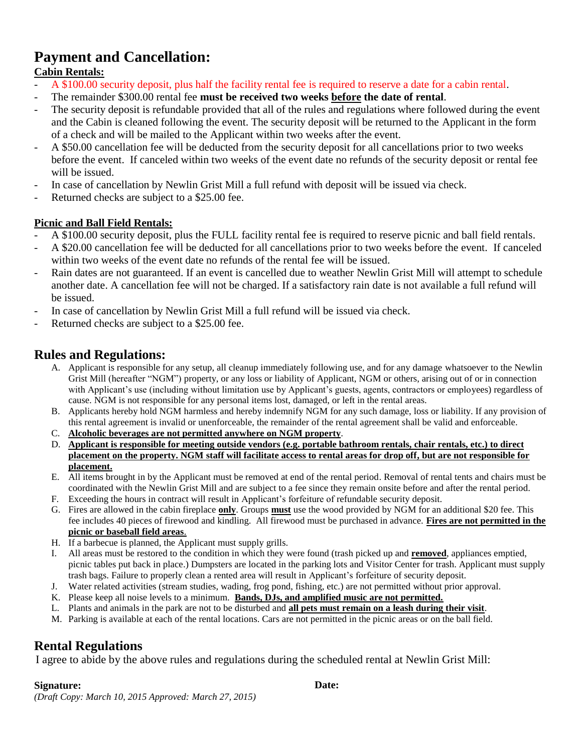# Payment and Cancellation:

**Cabin Rentals:**

- A $100.00 security deposit, plus half the facility rental fee is required to reserve a date for a cabin rental.
- The remainder $300.00 rental fee **must be received two weeks __before__ the date of rental**.
- The security deposit is refundable provided that all of the rules and regulations where followed during the event and the Cabin is cleaned following the event. The security deposit will be returned to the Applicant in the form of a check and will be mailed to the Applicant within two weeks after the event.
- A $50.00 cancellation fee will be deducted from the security deposit for all cancellations prior to two weeks before the event. If canceled within two weeks of the event date no refunds of the security deposit or rental fee will be issued.
- In case of cancellation by Newlin Grist Mill a full refund with deposit will be issued via check.
- Returned checks are subject to a $25.00 fee.

**Picnic and Ball Field Rentals:**

- A $100.00 security deposit, plus the FULL facility rental fee is required to reserve picnic and ball field rentals.
- A $20.00 cancellation fee will be deducted for all cancellations prior to two weeks before the event. If canceled within two weeks of the event date no refunds of the rental fee will be issued.
- Rain dates are not guaranteed. If an event is cancelled due to weather Newlin Grist Mill will attempt to schedule another date. A cancellation fee will not be charged. If a satisfactory rain date is not available a full refund will be issued.
- In case of cancellation by Newlin Grist Mill a full refund will be issued via check.
- Returned checks are subject to a $25.00 fee.

## Rules and Regulations:

A. Applicant is responsible for any setup, all cleanup immediately following use, and for any damage whatsoever to the Newlin Grist Mill (hereafter "NGM") property, or any loss or liability of Applicant, NGM or others, arising out of or in connection with Applicant's use (including without limitation use by Applicant's guests, agents, contractors or employees) regardless of cause. NGM is not responsible for any personal items lost, damaged, or left in the rental areas.

B. Applicants hereby hold NGM harmless and hereby indemnify NGM for any such damage, loss or liability. If any provision of this rental agreement is invalid or unenforceable, the remainder of the rental agreement shall be valid and enforceable.

C. **__Alcoholic beverages are not permitted anywhere on NGM property__**.

D. **__Applicant is responsible for meeting outside vendors (e.g. portable bathroom rentals, chair rentals, etc.) to direct placement on the property. NGM staff will facilitate access to rental areas for drop off, but are not responsible for placement.__**

E. All items brought in by the Applicant must be removed at end of the rental period. Removal of rental tents and chairs must be coordinated with the Newlin Grist Mill and are subject to a fee since they remain onsite before and after the rental period.

F. Exceeding the hours in contract will result in Applicant's forfeiture of refundable security deposit.

G. Fires are allowed in the cabin fireplace **__only__**. Groups **__must__** use the wood provided by NGM for an additional $20 fee. This fee includes 40 pieces of firewood and kindling. All firewood must be purchased in advance. **__Fires are not permitted in the picnic or baseball field areas__**.

H. If a barbecue is planned, the Applicant must supply grills.

I. All areas must be restored to the condition in which they were found (trash picked up and **__removed__**, appliances emptied, picnic tables put back in place.) Dumpsters are located in the parking lots and Visitor Center for trash. Applicant must supply trash bags. Failure to properly clean a rented area will result in Applicant's forfeiture of security deposit.

J. Water related activities (stream studies, wading, frog pond, fishing, etc.) are not permitted without prior approval.

K. Please keep all noise levels to a minimum. **__Bands, DJs, and amplified music are not permitted.__**

L. Plants and animals in the park are not to be disturbed and **__all pets must remain on a leash during their visit__**.

M. Parking is available at each of the rental locations. Cars are not permitted in the picnic areas or on the ball field.

## Rental Regulations

I agree to abide by the above rules and regulations during the scheduled rental at Newlin Grist Mill:

**Signature:** **Date:**

*(Draft Copy: March 10, 2015 Approved: March 27, 2015)*